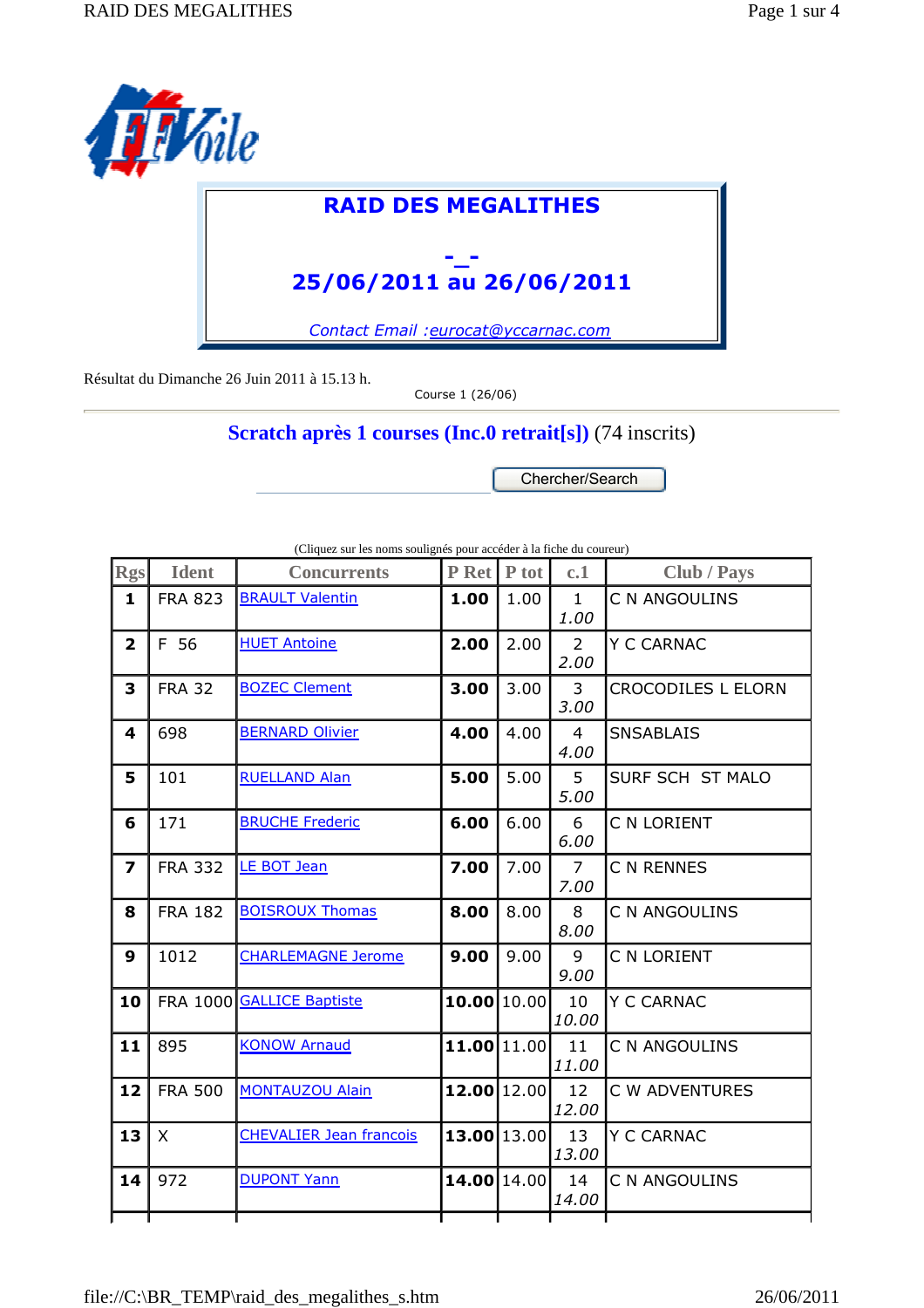# RAID DES MEGALITHES

-_-

## 25/06/2011 au 26/06/2011

*Contact Email :eurocat@yccarnac.com*

Résultat du Dimanche 26 Juin 2011 à 15.13 h.

Course 1 (26/06)

## Scratch après 1 courses (Inc.0 retrait[s]) (74 inscrits)

Chercher/Search

(Cliquez sur les noms soulignés pour accéder à la fiche du coureur)

| Rgs | Ident | Concurrents | P Ret | P tot | c.1 | Club / Pays |
|---|---|---|---|---|---|---|
| **1** | FRA 823 | BRAULT Valentin | **1.00** | 1.00 | 1 *1.00* | C N ANGOULINS |
| **2** | F 56 | HUET Antoine | **2.00** | 2.00 | 2 *2.00* | Y C CARNAC |
| **3** | FRA 32 | BOZEC Clement | **3.00** | 3.00 | 3 *3.00* | CROCODILES L ELORN |
| **4** | 698 | BERNARD Olivier | **4.00** | 4.00 | 4 *4.00* | SNSABLAIS |
| **5** | 101 | RUELLAND Alan | **5.00** | 5.00 | 5 *5.00* | SURF SCH ST MALO |
| **6** | 171 | BRUCHE Frederic | **6.00** | 6.00 | 6 *6.00* | C N LORIENT |
| **7** | FRA 332 | LE BOT Jean | **7.00** | 7.00 | 7 *7.00* | C N RENNES |
| **8** | FRA 182 | BOISROUX Thomas | **8.00** | 8.00 | 8 *8.00* | C N ANGOULINS |
| **9** | 1012 | CHARLEMAGNE Jerome | **9.00** | 9.00 | 9 *9.00* | C N LORIENT |
| **10** | FRA 1000 | GALLICE Baptiste | **10.00** | 10.00 | 10 *10.00* | Y C CARNAC |
| **11** | 895 | KONOW Arnaud | **11.00** | 11.00 | 11 *11.00* | C N ANGOULINS |
| **12** | FRA 500 | MONTAUZOU Alain | **12.00** | 12.00 | 12 *12.00* | C W ADVENTURES |
| **13** | X | CHEVALIER Jean francois | **13.00** | 13.00 | 13 *13.00* | Y C CARNAC |
| **14** | 972 | DUPONT Yann | **14.00** | 14.00 | 14 *14.00* | C N ANGOULINS |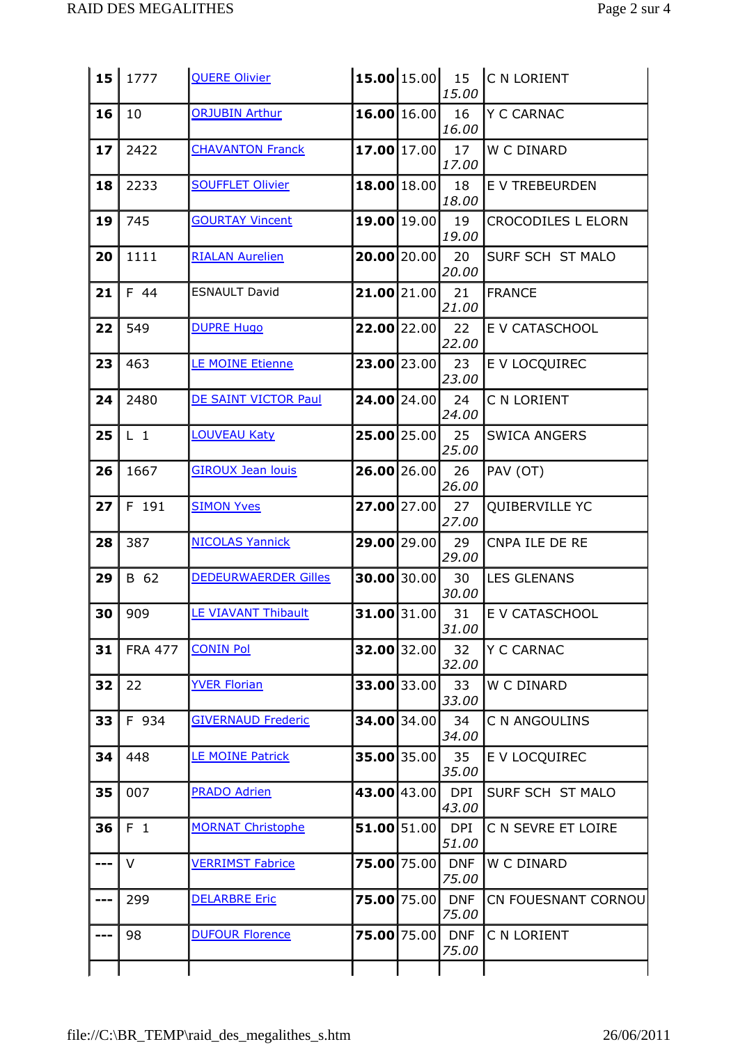| | | | | | | |
|---|---|---|---|---|---|---|
| **15** | 1777 | QUERE Olivier | **15.00** | 15.00 | 15 *15.00* | C N LORIENT |
| **16** | 10 | ORJUBIN Arthur | **16.00** | 16.00 | 16 *16.00* | Y C CARNAC |
| **17** | 2422 | CHAVANTON Franck | **17.00** | 17.00 | 17 *17.00* | W C DINARD |
| **18** | 2233 | SOUFFLET Olivier | **18.00** | 18.00 | 18 *18.00* | E V TREBEURDEN |
| **19** | 745 | GOURTAY Vincent | **19.00** | 19.00 | 19 *19.00* | CROCODILES L ELORN |
| **20** | 1111 | RIALAN Aurelien | **20.00** | 20.00 | 20 *20.00* | SURF SCH ST MALO |
| **21** | F 44 | ESNAULT David | **21.00** | 21.00 | 21 *21.00* | FRANCE |
| **22** | 549 | DUPRE Hugo | **22.00** | 22.00 | 22 *22.00* | E V CATASCHOOL |
| **23** | 463 | LE MOINE Etienne | **23.00** | 23.00 | 23 *23.00* | E V LOCQUIREC |
| **24** | 2480 | DE SAINT VICTOR Paul | **24.00** | 24.00 | 24 *24.00* | C N LORIENT |
| **25** | L 1 | LOUVEAU Katy | **25.00** | 25.00 | 25 *25.00* | SWICA ANGERS |
| **26** | 1667 | GIROUX Jean louis | **26.00** | 26.00 | 26 *26.00* | PAV (OT) |
| **27** | F 191 | SIMON Yves | **27.00** | 27.00 | 27 *27.00* | QUIBERVILLE YC |
| **28** | 387 | NICOLAS Yannick | **29.00** | 29.00 | 29 *29.00* | CNPA ILE DE RE |
| **29** | B 62 | DEDEURWAERDER Gilles | **30.00** | 30.00 | 30 *30.00* | LES GLENANS |
| **30** | 909 | LE VIAVANT Thibault | **31.00** | 31.00 | 31 *31.00* | E V CATASCHOOL |
| **31** | FRA 477 | CONIN Pol | **32.00** | 32.00 | 32 *32.00* | Y C CARNAC |
| **32** | 22 | YVER Florian | **33.00** | 33.00 | 33 *33.00* | W C DINARD |
| **33** | F 934 | GIVERNAUD Frederic | **34.00** | 34.00 | 34 *34.00* | C N ANGOULINS |
| **34** | 448 | LE MOINE Patrick | **35.00** | 35.00 | 35 *35.00* | E V LOCQUIREC |
| **35** | 007 | PRADO Adrien | **43.00** | 43.00 | DPI *43.00* | SURF SCH ST MALO |
| **36** | F 1 | MORNAT Christophe | **51.00** | 51.00 | DPI *51.00* | C N SEVRE ET LOIRE |
| **---** | V | VERRIMST Fabrice | **75.00** | 75.00 | DNF *75.00* | W C DINARD |
| **---** | 299 | DELARBRE Eric | **75.00** | 75.00 | DNF *75.00* | CN FOUESNANT CORNOU |
| **---** | 98 | DUFOUR Florence | **75.00** | 75.00 | DNF *75.00* | C N LORIENT |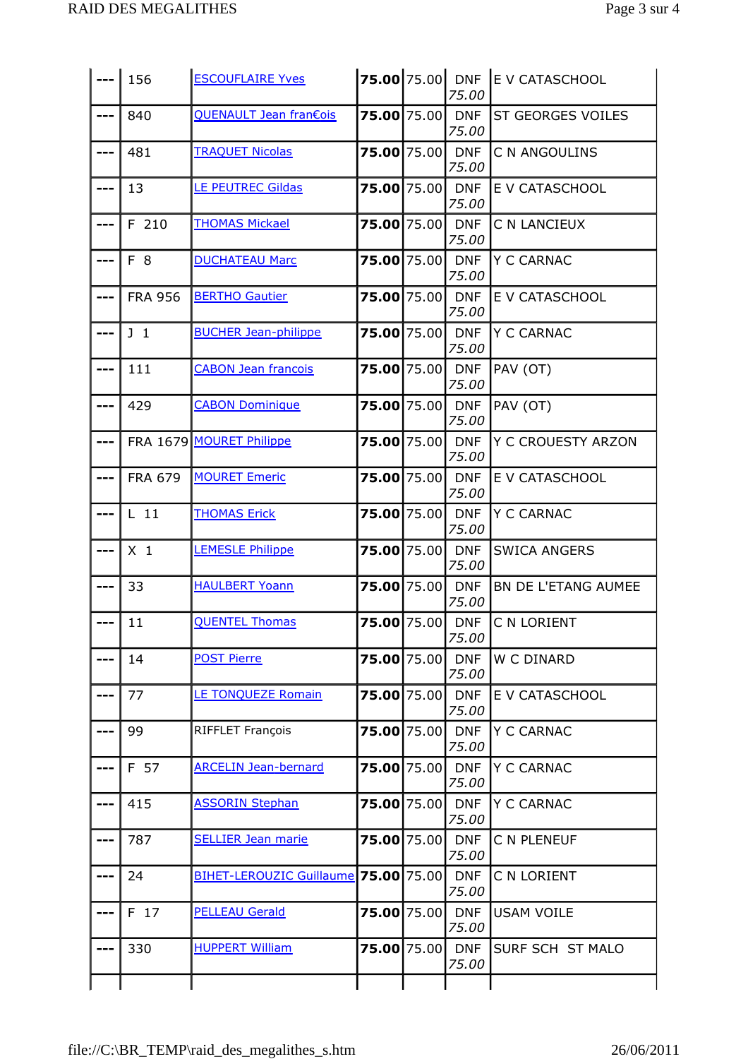| --- | 156 | ESCOUFLAIRE Yves | **75.00** | 75.00 | DNF *75.00* | E V CATASCHOOL |
|---|---|---|---|---|---|---|
| --- | 840 | QUENAULT Jean fran€ois | **75.00** | 75.00 | DNF *75.00* | ST GEORGES VOILES |
| --- | 481 | TRAQUET Nicolas | **75.00** | 75.00 | DNF *75.00* | C N ANGOULINS |
| --- | 13 | LE PEUTREC Gildas | **75.00** | 75.00 | DNF *75.00* | E V CATASCHOOL |
| --- | F 210 | THOMAS Mickael | **75.00** | 75.00 | DNF *75.00* | C N LANCIEUX |
| --- | F 8 | DUCHATEAU Marc | **75.00** | 75.00 | DNF *75.00* | Y C CARNAC |
| --- | FRA 956 | BERTHO Gautier | **75.00** | 75.00 | DNF *75.00* | E V CATASCHOOL |
| --- | J 1 | BUCHER Jean-philippe | **75.00** | 75.00 | DNF *75.00* | Y C CARNAC |
| --- | 111 | CABON Jean francois | **75.00** | 75.00 | DNF *75.00* | PAV (OT) |
| --- | 429 | CABON Dominique | **75.00** | 75.00 | DNF *75.00* | PAV (OT) |
| --- | FRA 1679 | MOURET Philippe | **75.00** | 75.00 | DNF *75.00* | Y C CROUESTY ARZON |
| --- | FRA 679 | MOURET Emeric | **75.00** | 75.00 | DNF *75.00* | E V CATASCHOOL |
| --- | L 11 | THOMAS Erick | **75.00** | 75.00 | DNF *75.00* | Y C CARNAC |
| --- | X 1 | LEMESLE Philippe | **75.00** | 75.00 | DNF *75.00* | SWICA ANGERS |
| --- | 33 | HAULBERT Yoann | **75.00** | 75.00 | DNF *75.00* | BN DE L'ETANG AUMEE |
| --- | 11 | QUENTEL Thomas | **75.00** | 75.00 | DNF *75.00* | C N LORIENT |
| --- | 14 | POST Pierre | **75.00** | 75.00 | DNF *75.00* | W C DINARD |
| --- | 77 | LE TONQUEZE Romain | **75.00** | 75.00 | DNF *75.00* | E V CATASCHOOL |
| --- | 99 | RIFFLET François | **75.00** | 75.00 | DNF *75.00* | Y C CARNAC |
| --- | F 57 | ARCELIN Jean-bernard | **75.00** | 75.00 | DNF *75.00* | Y C CARNAC |
| --- | 415 | ASSORIN Stephan | **75.00** | 75.00 | DNF *75.00* | Y C CARNAC |
| --- | 787 | SELLIER Jean marie | **75.00** | 75.00 | DNF *75.00* | C N PLENEUF |
| --- | 24 | BIHET-LEROUZIC Guillaume | **75.00** | 75.00 | DNF *75.00* | C N LORIENT |
| --- | F 17 | PELLEAU Gerald | **75.00** | 75.00 | DNF *75.00* | USAM VOILE |
| --- | 330 | HUPPERT William | **75.00** | 75.00 | DNF *75.00* | SURF SCH ST MALO |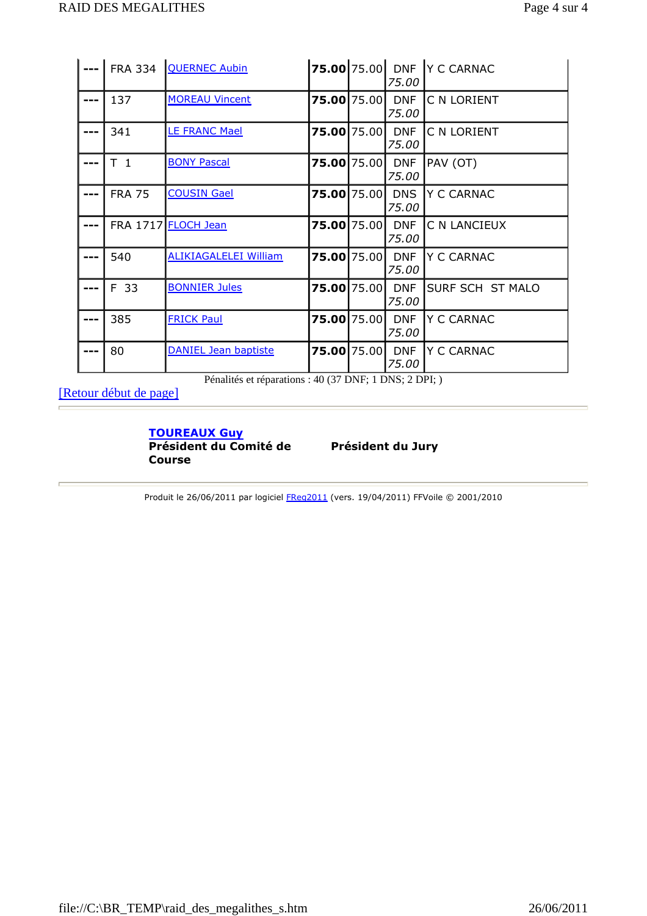| | | | | | | |
|---|---|---|---|---|---|---|
| --- | FRA 334 | QUERNEC Aubin | **75.00** | 75.00 | DNF *75.00* | Y C CARNAC |
| --- | 137 | MOREAU Vincent | **75.00** | 75.00 | DNF *75.00* | C N LORIENT |
| --- | 341 | LE FRANC Mael | **75.00** | 75.00 | DNF *75.00* | C N LORIENT |
| --- | T 1 | BONY Pascal | **75.00** | 75.00 | DNF *75.00* | PAV (OT) |
| --- | FRA 75 | COUSIN Gael | **75.00** | 75.00 | DNS *75.00* | Y C CARNAC |
| --- | FRA 1717 | FLOCH Jean | **75.00** | 75.00 | DNF *75.00* | C N LANCIEUX |
| --- | 540 | ALIKIAGALELEI William | **75.00** | 75.00 | DNF *75.00* | Y C CARNAC |
| --- | F 33 | BONNIER Jules | **75.00** | 75.00 | DNF *75.00* | SURF SCH ST MALO |
| --- | 385 | FRICK Paul | **75.00** | 75.00 | DNF *75.00* | Y C CARNAC |
| --- | 80 | DANIEL Jean baptiste | **75.00** | 75.00 | DNF *75.00* | Y C CARNAC |

Pénalités et réparations : 40 (37 DNF; 1 DNS; 2 DPI; )

[Retour début de page]

---

| | |
|---|---|
| **TOUREAUX Guy** **Président du Comité de Course** | **Président du Jury** |

---

Produit le 26/06/2011 par logiciel FReg2011 (vers. 19/04/2011) FFVoile © 2001/2010